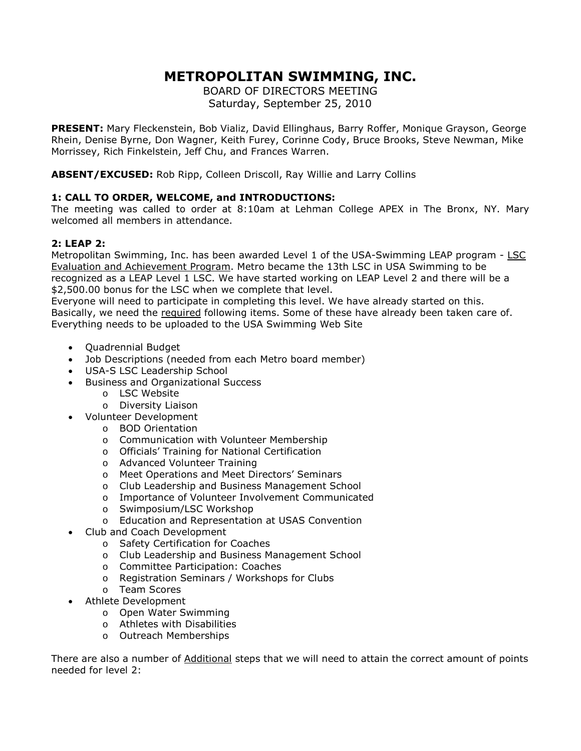# METROPOLITAN SWIMMING, INC.

BOARD OF DIRECTORS MEETING
Saturday, September 25, 2010

**PRESENT:** Mary Fleckenstein, Bob Vializ, David Ellinghaus, Barry Roffer, Monique Grayson, George Rhein, Denise Byrne, Don Wagner, Keith Furey, Corinne Cody, Bruce Brooks, Steve Newman, Mike Morrissey, Rich Finkelstein, Jeff Chu, and Frances Warren.

**ABSENT/EXCUSED:** Rob Ripp, Colleen Driscoll, Ray Willie and Larry Collins

### 1: CALL TO ORDER, WELCOME, and INTRODUCTIONS:

The meeting was called to order at 8:10am at Lehman College APEX in The Bronx, NY. Mary welcomed all members in attendance.

### 2: LEAP 2:

Metropolitan Swimming, Inc. has been awarded Level 1 of the USA-Swimming LEAP program - LSC Evaluation and Achievement Program. Metro became the 13th LSC in USA Swimming to be recognized as a LEAP Level 1 LSC. We have started working on LEAP Level 2 and there will be a $2,500.00 bonus for the LSC when we complete that level.

Everyone will need to participate in completing this level. We have already started on this. Basically, we need the required following items. Some of these have already been taken care of. Everything needs to be uploaded to the USA Swimming Web Site

- Quadrennial Budget
- Job Descriptions (needed from each Metro board member)
- USA-S LSC Leadership School
- Business and Organizational Success
  - LSC Website
  - Diversity Liaison
- Volunteer Development
  - BOD Orientation
  - Communication with Volunteer Membership
  - Officials' Training for National Certification
  - Advanced Volunteer Training
  - Meet Operations and Meet Directors' Seminars
  - Club Leadership and Business Management School
  - Importance of Volunteer Involvement Communicated
  - Swimposium/LSC Workshop
  - Education and Representation at USAS Convention
- Club and Coach Development
  - Safety Certification for Coaches
  - Club Leadership and Business Management School
  - Committee Participation: Coaches
  - Registration Seminars / Workshops for Clubs
  - Team Scores
- Athlete Development
  - Open Water Swimming
  - Athletes with Disabilities
  - Outreach Memberships

There are also a number of Additional steps that we will need to attain the correct amount of points needed for level 2: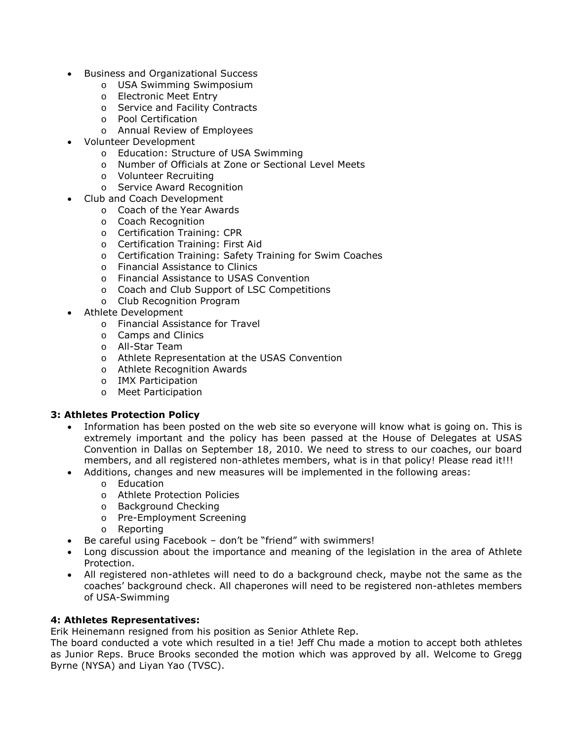- Business and Organizational Success
    - USA Swimming Swimposium
    - Electronic Meet Entry
    - Service and Facility Contracts
    - Pool Certification
    - Annual Review of Employees
- Volunteer Development
    - Education: Structure of USA Swimming
    - Number of Officials at Zone or Sectional Level Meets
    - Volunteer Recruiting
    - Service Award Recognition
- Club and Coach Development
    - Coach of the Year Awards
    - Coach Recognition
    - Certification Training: CPR
    - Certification Training: First Aid
    - Certification Training: Safety Training for Swim Coaches
    - Financial Assistance to Clinics
    - Financial Assistance to USAS Convention
    - Coach and Club Support of LSC Competitions
    - Club Recognition Program
- Athlete Development
    - Financial Assistance for Travel
    - Camps and Clinics
    - All-Star Team
    - Athlete Representation at the USAS Convention
    - Athlete Recognition Awards
    - IMX Participation
    - Meet Participation

**3: Athletes Protection Policy**

- Information has been posted on the web site so everyone will know what is going on. This is extremely important and the policy has been passed at the House of Delegates at USAS Convention in Dallas on September 18, 2010. We need to stress to our coaches, our board members, and all registered non-athletes members, what is in that policy! Please read it!!!
- Additions, changes and new measures will be implemented in the following areas:
    - Education
    - Athlete Protection Policies
    - Background Checking
    - Pre-Employment Screening
    - Reporting
- Be careful using Facebook – don't be "friend" with swimmers!
- Long discussion about the importance and meaning of the legislation in the area of Athlete Protection.
- All registered non-athletes will need to do a background check, maybe not the same as the coaches' background check. All chaperones will need to be registered non-athletes members of USA-Swimming

**4: Athletes Representatives:**

Erik Heinemann resigned from his position as Senior Athlete Rep.
The board conducted a vote which resulted in a tie! Jeff Chu made a motion to accept both athletes as Junior Reps. Bruce Brooks seconded the motion which was approved by all. Welcome to Gregg Byrne (NYSA) and Liyan Yao (TVSC).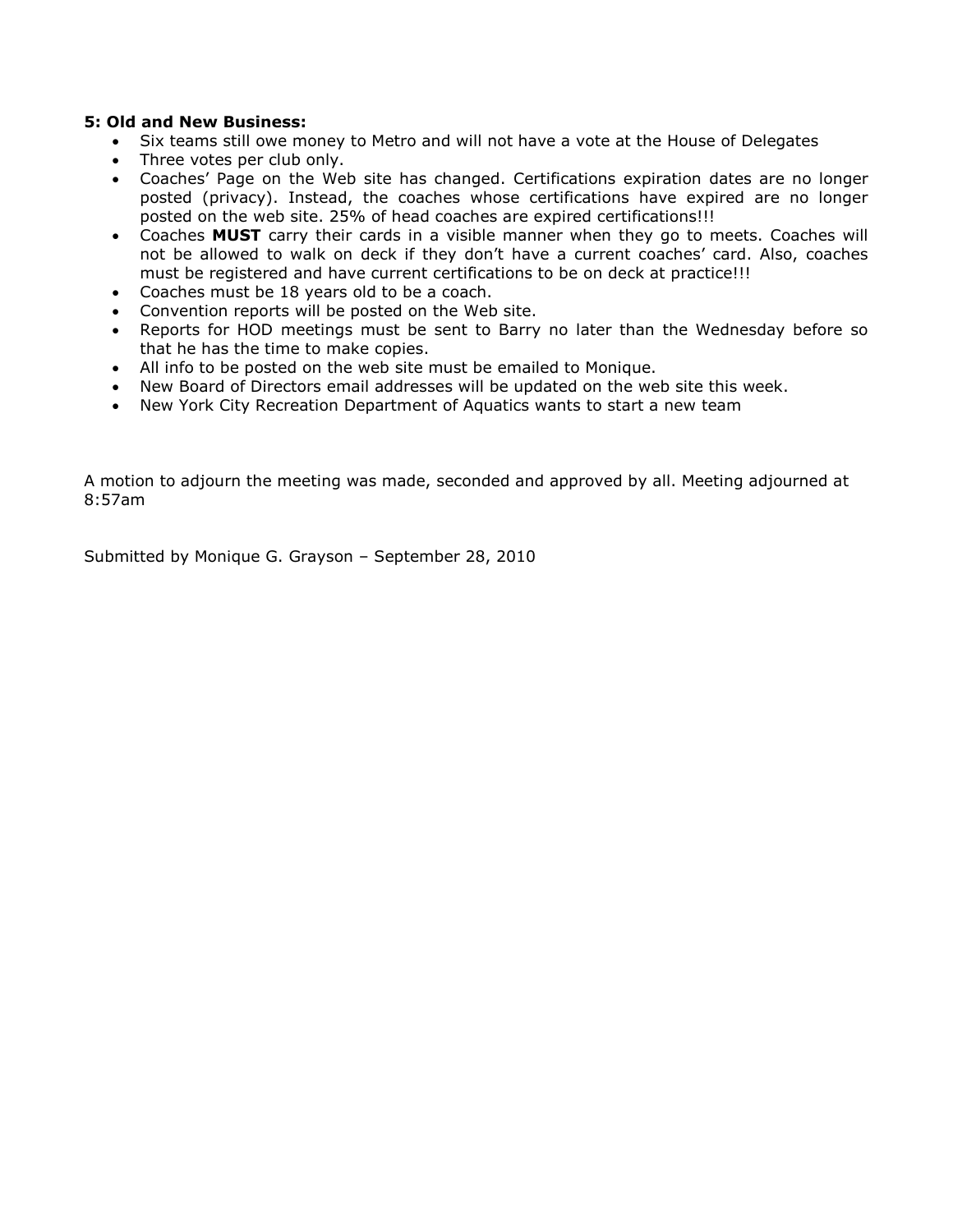**5: Old and New Business:**

- Six teams still owe money to Metro and will not have a vote at the House of Delegates
- Three votes per club only.
- Coaches' Page on the Web site has changed. Certifications expiration dates are no longer posted (privacy). Instead, the coaches whose certifications have expired are no longer posted on the web site. 25% of head coaches are expired certifications!!!
- Coaches **MUST** carry their cards in a visible manner when they go to meets. Coaches will not be allowed to walk on deck if they don't have a current coaches' card. Also, coaches must be registered and have current certifications to be on deck at practice!!!
- Coaches must be 18 years old to be a coach.
- Convention reports will be posted on the Web site.
- Reports for HOD meetings must be sent to Barry no later than the Wednesday before so that he has the time to make copies.
- All info to be posted on the web site must be emailed to Monique.
- New Board of Directors email addresses will be updated on the web site this week.
- New York City Recreation Department of Aquatics wants to start a new team

A motion to adjourn the meeting was made, seconded and approved by all. Meeting adjourned at 8:57am

Submitted by Monique G. Grayson – September 28, 2010